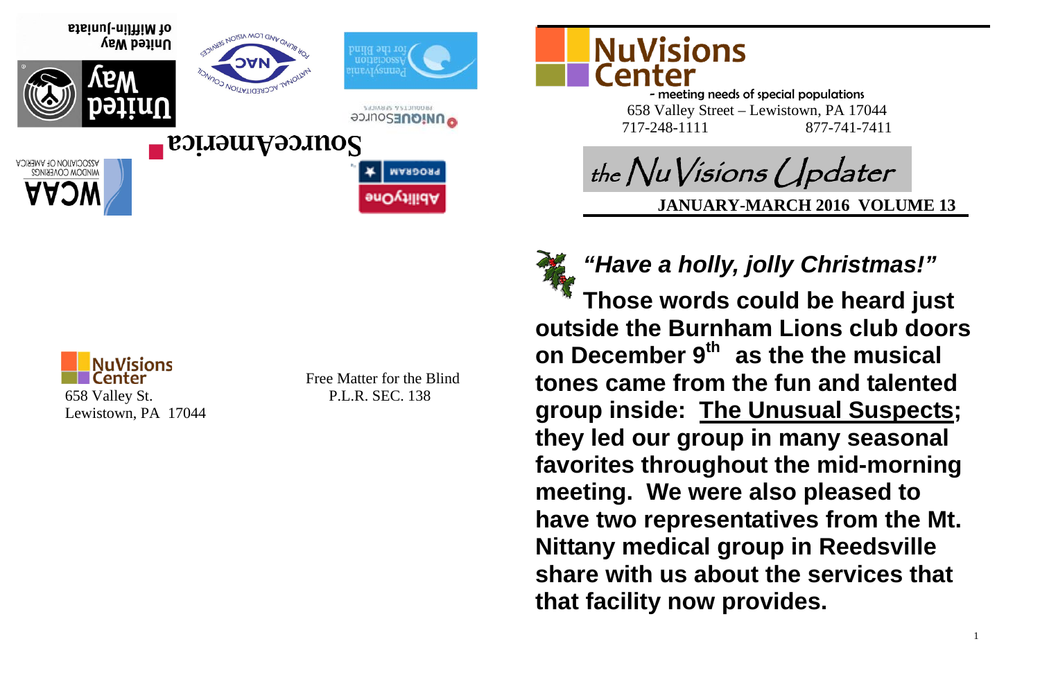United Way of Mifflin-Juniata

SourceAmerica

NuVisions Center
658 Valley St.
Lewistown, PA 17044

Free Matter for the Blind
P.L.R. SEC. 138

# NuVisions Center

- meeting needs of special populations

658 Valley Street – Lewistown, PA 17044

717-248-1111 877-741-7411

## the NuVisions Updater

**JANUARY-MARCH 2016 VOLUME 13**

***"Have a holly, jolly Christmas!"***

**Those words could be heard just outside the Burnham Lions club doors on December 9th as the the musical tones came from the fun and talented group inside: <u>The Unusual Suspects</u>; they led our group in many seasonal favorites throughout the mid-morning meeting. We were also pleased to have two representatives from the Mt. Nittany medical group in Reedsville share with us about the services that that facility now provides.**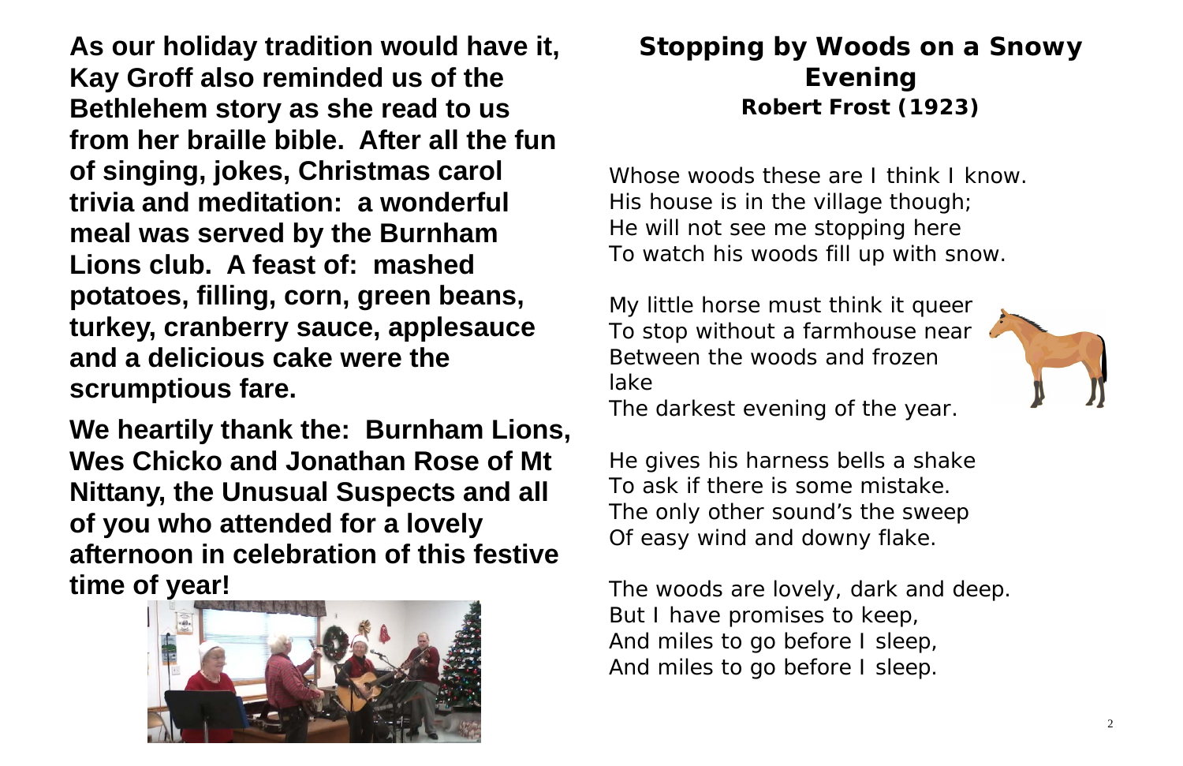**As our holiday tradition would have it, Kay Groff also reminded us of the Bethlehem story as she read to us from her braille bible. After all the fun of singing, jokes, Christmas carol trivia and meditation: a wonderful meal was served by the Burnham Lions club. A feast of: mashed potatoes, filling, corn, green beans, turkey, cranberry sauce, applesauce and a delicious cake were the scrumptious fare.**

**We heartily thank the: Burnham Lions, Wes Chicko and Jonathan Rose of Mt Nittany, the Unusual Suspects and all of you who attended for a lovely afternoon in celebration of this festive time of year!**

## Stopping by Woods on a Snowy Evening

### Robert Frost (1923)

Whose woods these are I think I know.
His house is in the village though;
He will not see me stopping here
To watch his woods fill up with snow.

My little horse must think it queer
To stop without a farmhouse near
Between the woods and frozen lake
The darkest evening of the year.

He gives his harness bells a shake
To ask if there is some mistake.
The only other sound's the sweep
Of easy wind and downy flake.

The woods are lovely, dark and deep.
But I have promises to keep,
And miles to go before I sleep,
And miles to go before I sleep.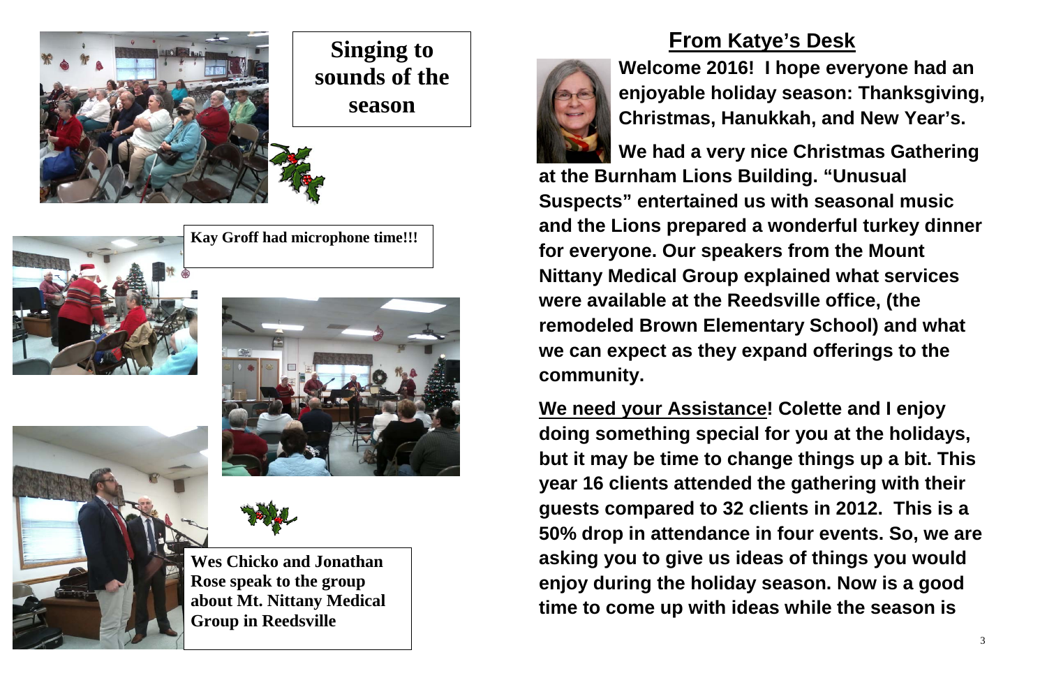**Singing to sounds of the season**

**Kay Groff had microphone time!!!**

**Wes Chicko and Jonathan Rose speak to the group about Mt. Nittany Medical Group in Reedsville**

## From Katye's Desk

**Welcome 2016! I hope everyone had an enjoyable holiday season: Thanksgiving, Christmas, Hanukkah, and New Year's.**

**We had a very nice Christmas Gathering at the Burnham Lions Building. "Unusual Suspects" entertained us with seasonal music and the Lions prepared a wonderful turkey dinner for everyone. Our speakers from the Mount Nittany Medical Group explained what services were available at the Reedsville office, (the remodeled Brown Elementary School) and what we can expect as they expand offerings to the community.**

**We need your Assistance! Colette and I enjoy doing something special for you at the holidays, but it may be time to change things up a bit. This year 16 clients attended the gathering with their guests compared to 32 clients in 2012. This is a 50% drop in attendance in four events. So, we are asking you to give us ideas of things you would enjoy during the holiday season. Now is a good time to come up with ideas while the season is**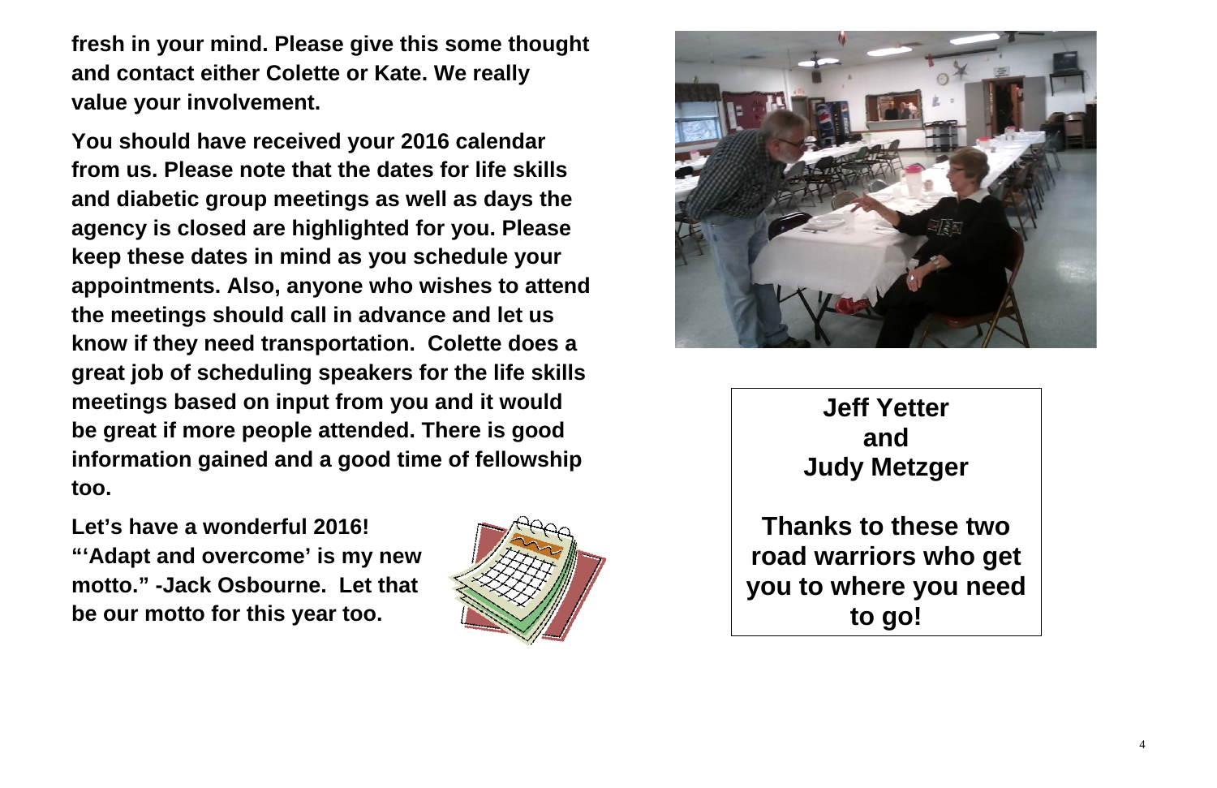**fresh in your mind. Please give this some thought and contact either Colette or Kate. We really value your involvement.**

**You should have received your 2016 calendar from us. Please note that the dates for life skills and diabetic group meetings as well as days the agency is closed are highlighted for you. Please keep these dates in mind as you schedule your appointments. Also, anyone who wishes to attend the meetings should call in advance and let us know if they need transportation. Colette does a great job of scheduling speakers for the life skills meetings based on input from you and it would be great if more people attended. There is good information gained and a good time of fellowship too.**

**Let's have a wonderful 2016! "'Adapt and overcome' is my new motto." -Jack Osbourne. Let that be our motto for this year too.**

**Jeff Yetter**
**and**
**Judy Metzger**

**Thanks to these two road warriors who get you to where you need to go!**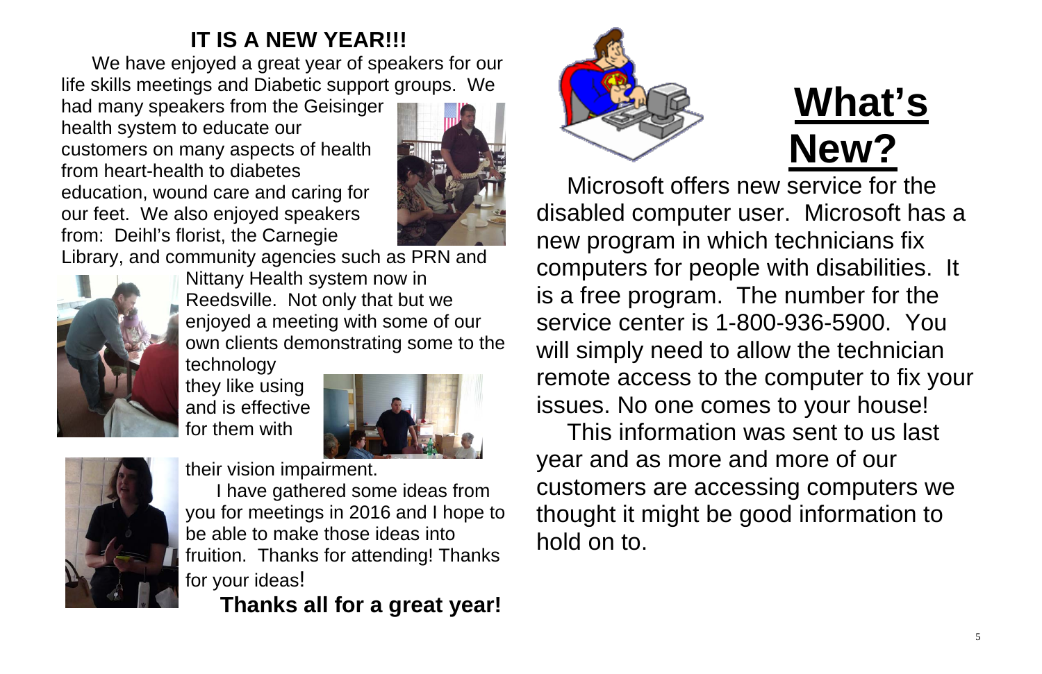## IT IS A NEW YEAR!!!

We have enjoyed a great year of speakers for our life skills meetings and Diabetic support groups. We had many speakers from the Geisinger health system to educate our customers on many aspects of health from heart-health to diabetes education, wound care and caring for our feet. We also enjoyed speakers from: Deihl's florist, the Carnegie Library, and community agencies such as PRN and Nittany Health system now in Reedsville. Not only that but we enjoyed a meeting with some of our own clients demonstrating some to the technology they like using and is effective for them with their vision impairment.

I have gathered some ideas from you for meetings in 2016 and I hope to be able to make those ideas into fruition. Thanks for attending! Thanks for your ideas!

**Thanks all for a great year!**

# What's New?

Microsoft offers new service for the disabled computer user. Microsoft has a new program in which technicians fix computers for people with disabilities. It is a free program. The number for the service center is 1-800-936-5900. You will simply need to allow the technician remote access to the computer to fix your issues. No one comes to your house!

This information was sent to us last year and as more and more of our customers are accessing computers we thought it might be good information to hold on to.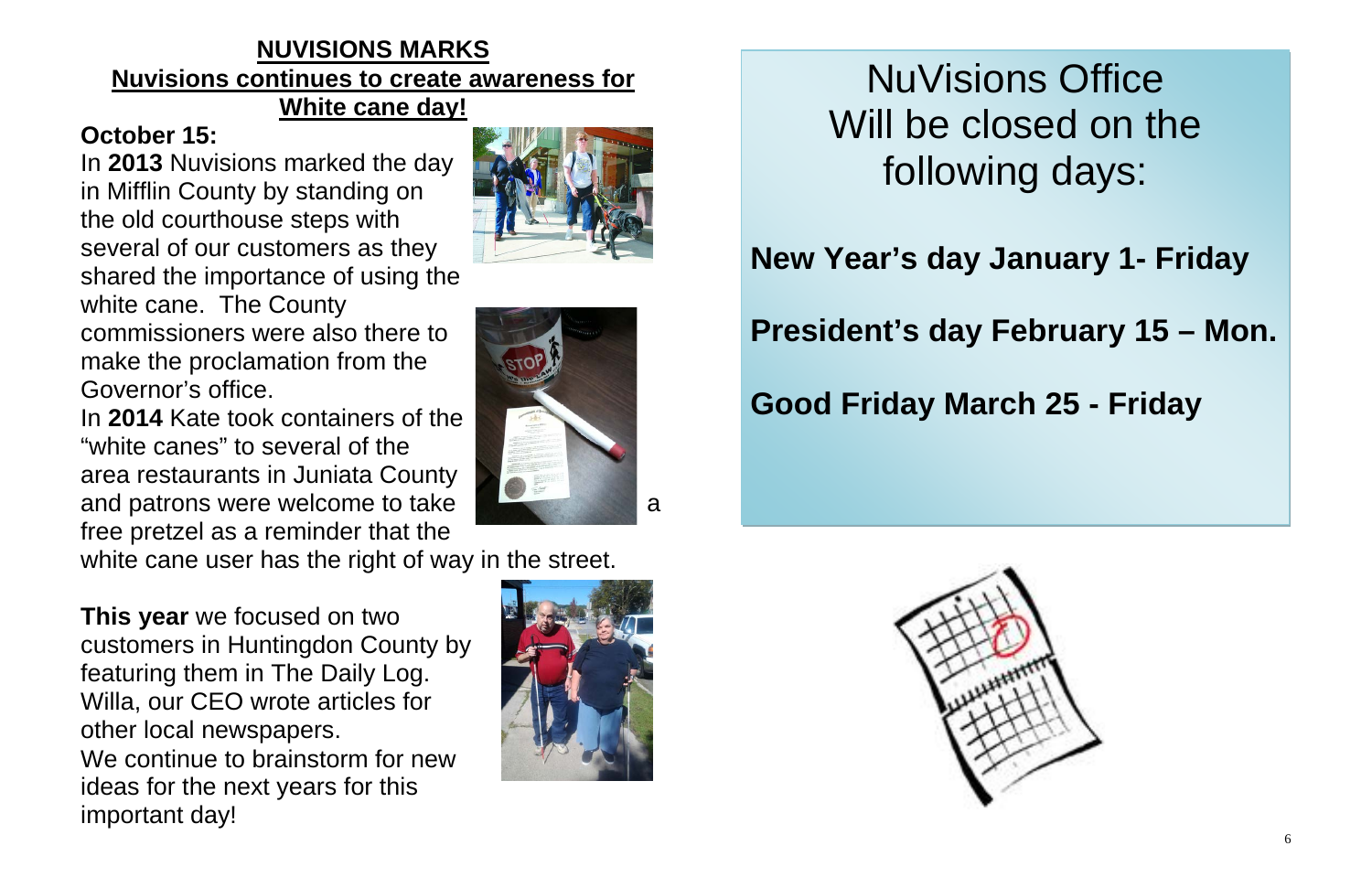## NUVISIONS MARKS

## Nuvisions continues to create awareness for White cane day!

**October 15:**

In **2013** Nuvisions marked the day in Mifflin County by standing on the old courthouse steps with several of our customers as they shared the importance of using the white cane. The County commissioners were also there to make the proclamation from the Governor's office.

In **2014** Kate took containers of the "white canes" to several of the area restaurants in Juniata County and patrons were welcome to take a free pretzel as a reminder that the white cane user has the right of way in the street.

**This year** we focused on two customers in Huntingdon County by featuring them in The Daily Log. Willa, our CEO wrote articles for other local newspapers.

We continue to brainstorm for new ideas for the next years for this important day!

# NuVisions Office Will be closed on the following days:

**New Year's day January 1- Friday**

**President's day February 15 – Mon.**

**Good Friday March 25 - Friday**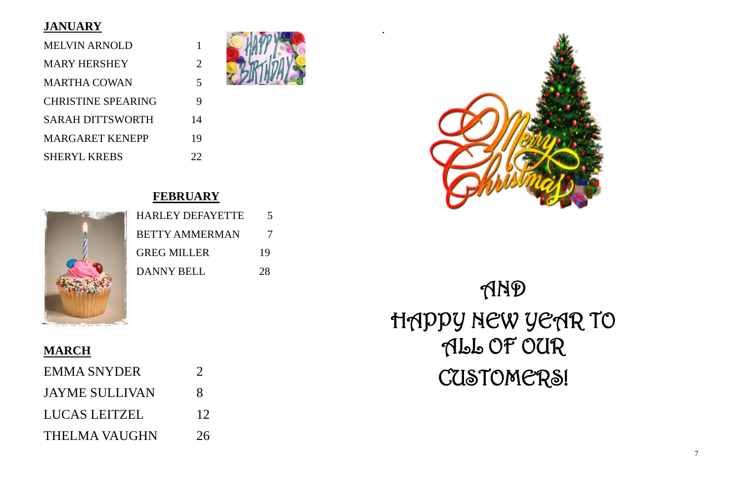## JANUARY

| | |
|---|---|
| MELVIN ARNOLD | 1 |
| MARY HERSHEY | 2 |
| MARTHA COWAN | 5 |
| CHRISTINE SPEARING | 9 |
| SARAH DITTSWORTH | 14 |
| MARGARET KENEPP | 19 |
| SHERYL KREBS | 22 |

## FEBRUARY

| | |
|---|---|
| HARLEY DEFAYETTE | 5 |
| BETTY AMMERMAN | 7 |
| GREG MILLER | 19 |
| DANNY BELL | 28 |

## MARCH

| | |
|---|---|
| EMMA SNYDER | 2 |
| JAYME SULLIVAN | 8 |
| LUCAS LEITZEL | 12 |
| THELMA VAUGHN | 26 |

AND

HAPPY NEW YEAR TO ALL OF OUR CUSTOMERS!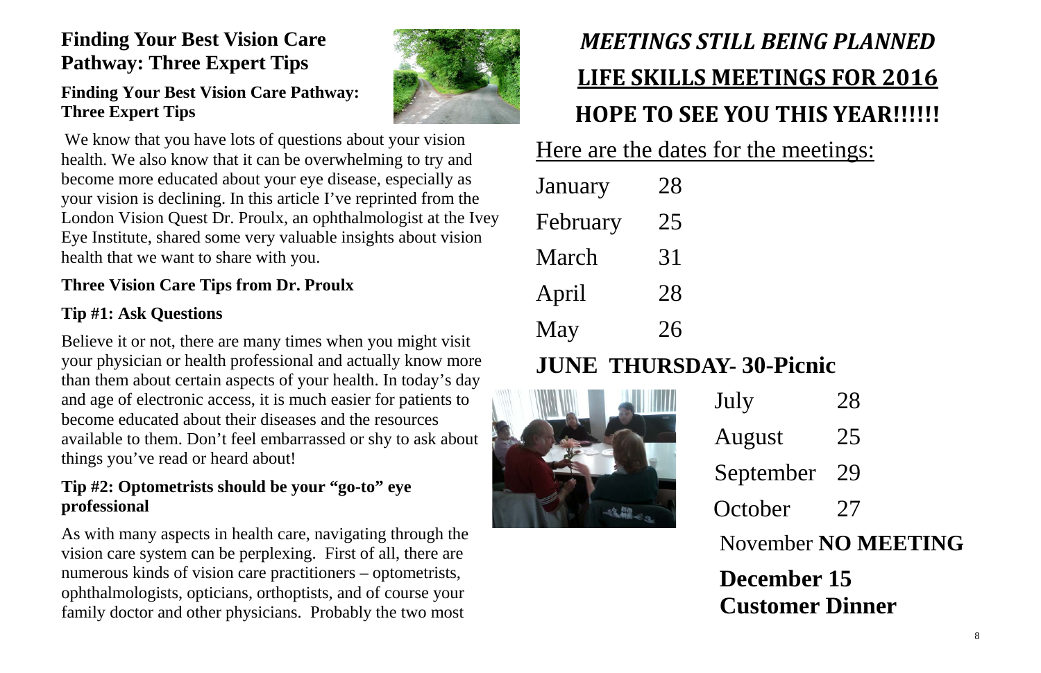## Finding Your Best Vision Care Pathway: Three Expert Tips

### Finding Your Best Vision Care Pathway: Three Expert Tips

We know that you have lots of questions about your vision health. We also know that it can be overwhelming to try and become more educated about your eye disease, especially as your vision is declining. In this article I've reprinted from the London Vision Quest Dr. Proulx, an ophthalmologist at the Ivey Eye Institute, shared some very valuable insights about vision health that we want to share with you.

### Three Vision Care Tips from Dr. Proulx

### Tip #1: Ask Questions

Believe it or not, there are many times when you might visit your physician or health professional and actually know more than them about certain aspects of your health. In today's day and age of electronic access, it is much easier for patients to become educated about their diseases and the resources available to them. Don't feel embarrassed or shy to ask about things you've read or heard about!

### Tip #2: Optometrists should be your "go-to" eye professional

As with many aspects in health care, navigating through the vision care system can be perplexing. First of all, there are numerous kinds of vision care practitioners – optometrists, ophthalmologists, opticians, orthoptists, and of course your family doctor and other physicians. Probably the two most

## *MEETINGS STILL BEING PLANNED*

## LIFE SKILLS MEETINGS FOR 2016

## HOPE TO SEE YOU THIS YEAR!!!!!!

Here are the dates for the meetings:

January 28

February 25

March 31

April 28

May 26

**JUNE THURSDAY- 30-Picnic**

July 28

August 25

September 29

October 27

November **NO MEETING**

**December 15**
**Customer Dinner**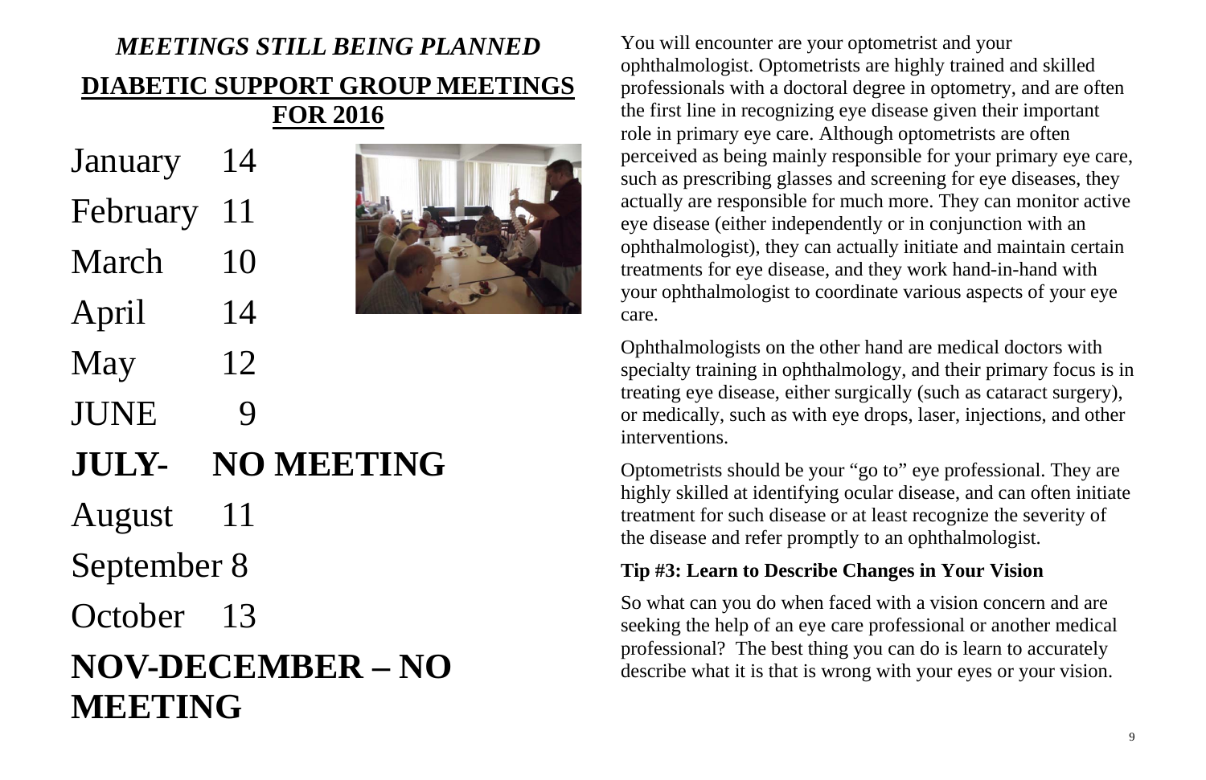## *MEETINGS STILL BEING PLANNED*

## DIABETIC SUPPORT GROUP MEETINGS FOR 2016

January 14

February 11

March 10

April 14

May 12

JUNE 9

**JULY- NO MEETING**

August 11

September 8

October 13

**NOV-DECEMBER – NO MEETING**

You will encounter are your optometrist and your ophthalmologist. Optometrists are highly trained and skilled professionals with a doctoral degree in optometry, and are often the first line in recognizing eye disease given their important role in primary eye care. Although optometrists are often perceived as being mainly responsible for your primary eye care, such as prescribing glasses and screening for eye diseases, they actually are responsible for much more. They can monitor active eye disease (either independently or in conjunction with an ophthalmologist), they can actually initiate and maintain certain treatments for eye disease, and they work hand-in-hand with your ophthalmologist to coordinate various aspects of your eye care.

Ophthalmologists on the other hand are medical doctors with specialty training in ophthalmology, and their primary focus is in treating eye disease, either surgically (such as cataract surgery), or medically, such as with eye drops, laser, injections, and other interventions.

Optometrists should be your "go to" eye professional. They are highly skilled at identifying ocular disease, and can often initiate treatment for such disease or at least recognize the severity of the disease and refer promptly to an ophthalmologist.

**Tip #3: Learn to Describe Changes in Your Vision**

So what can you do when faced with a vision concern and are seeking the help of an eye care professional or another medical professional? The best thing you can do is learn to accurately describe what it is that is wrong with your eyes or your vision.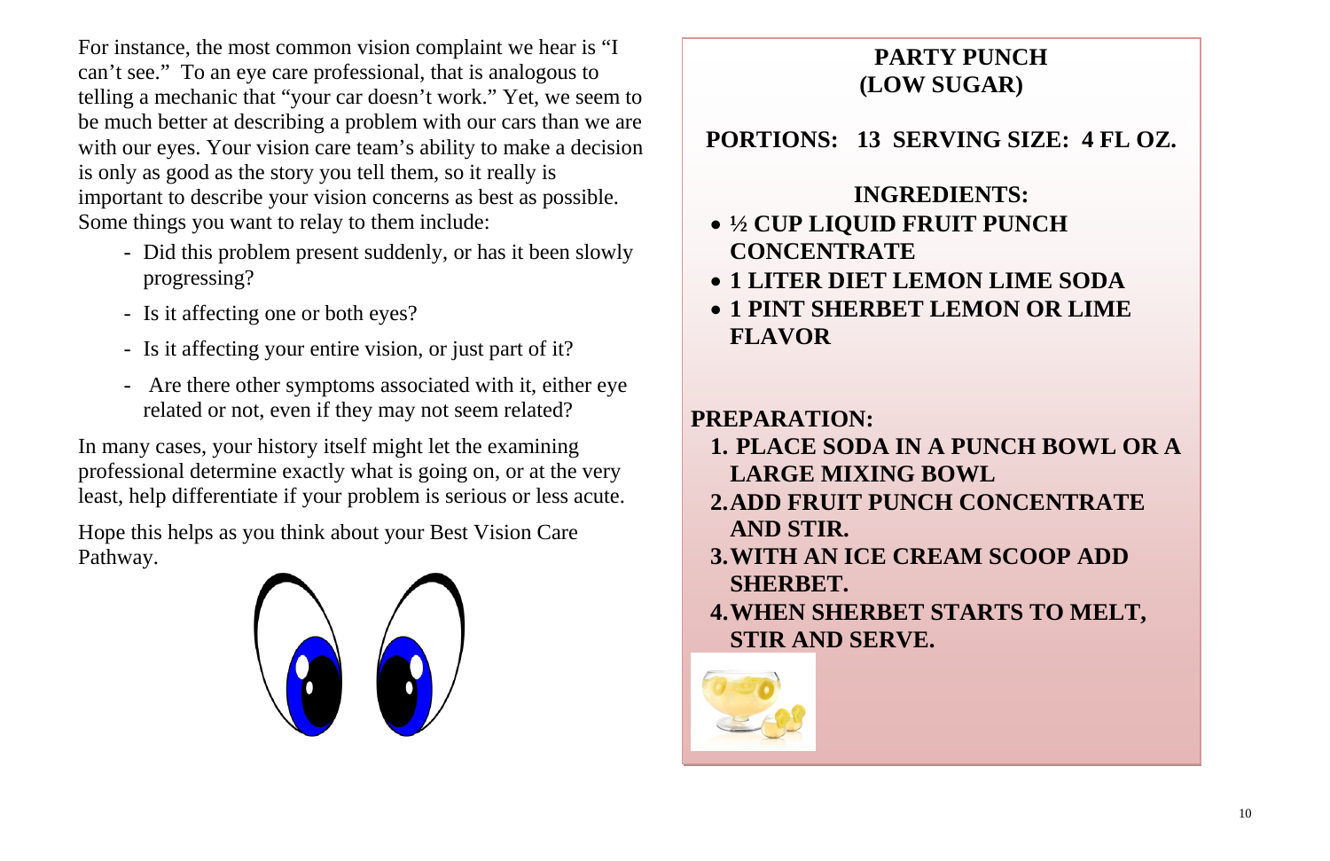For instance, the most common vision complaint we hear is "I can't see." To an eye care professional, that is analogous to telling a mechanic that "your car doesn't work." Yet, we seem to be much better at describing a problem with our cars than we are with our eyes. Your vision care team's ability to make a decision is only as good as the story you tell them, so it really is important to describe your vision concerns as best as possible. Some things you want to relay to them include:

- Did this problem present suddenly, or has it been slowly progressing?
- Is it affecting one or both eyes?
- Is it affecting your entire vision, or just part of it?
- Are there other symptoms associated with it, either eye related or not, even if they may not seem related?

In many cases, your history itself might let the examining professional determine exactly what is going on, or at the very least, help differentiate if your problem is serious or less acute.

Hope this helps as you think about your Best Vision Care Pathway.

## PARTY PUNCH (LOW SUGAR)

**PORTIONS: 13 SERVING SIZE: 4 FL OZ.**

### INGREDIENTS:

- **½ CUP LIQUID FRUIT PUNCH CONCENTRATE**
- **1 LITER DIET LEMON LIME SODA**
- **1 PINT SHERBET LEMON OR LIME FLAVOR**

### PREPARATION:

1. **PLACE SODA IN A PUNCH BOWL OR A LARGE MIXING BOWL**
2. **ADD FRUIT PUNCH CONCENTRATE AND STIR.**
3. **WITH AN ICE CREAM SCOOP ADD SHERBET.**
4. **WHEN SHERBET STARTS TO MELT, STIR AND SERVE.**